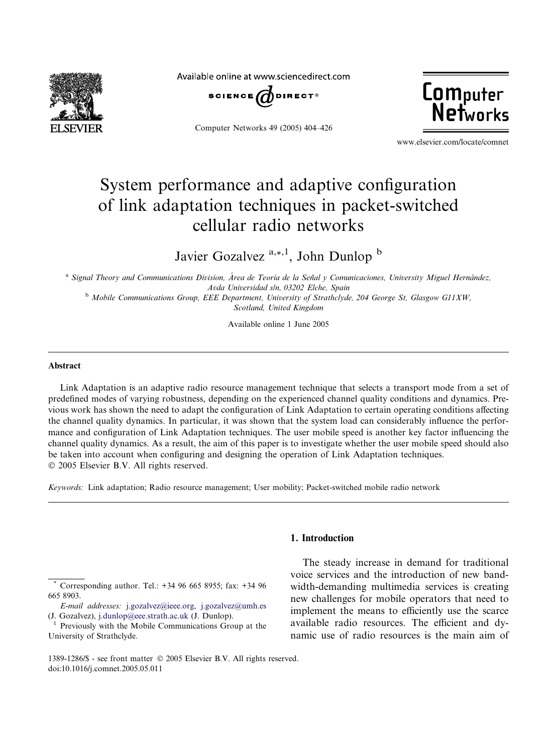# System performance and adaptive configuration of link adaptation techniques in packet-switched cellular radio networks

Javier Gozalvez [a,*,1], John Dunlop [b]

[a] Signal Theory and Communications Division, Área de Teoría de la Señal y Comunicaciones, University Miguel Hernández, Avda Universidad s/n, 03202 Elche, Spain

[b] Mobile Communications Group, EEE Department, University of Strathclyde, 204 George St, Glasgow G11XW, Scotland, United Kingdom

Available online 1 June 2005

## Abstract

Link Adaptation is an adaptive radio resource management technique that selects a transport mode from a set of predefined modes of varying robustness, depending on the experienced channel quality conditions and dynamics. Previous work has shown the need to adapt the configuration of Link Adaptation to certain operating conditions affecting the channel quality dynamics. In particular, it was shown that the system load can considerably influence the performance and configuration of Link Adaptation techniques. The user mobile speed is another key factor influencing the channel quality dynamics. As a result, the aim of this paper is to investigate whether the user mobile speed should also be taken into account when configuring and designing the operation of Link Adaptation techniques.

© 2005 Elsevier B.V. All rights reserved.

*Keywords:* Link adaptation; Radio resource management; User mobility; Packet-switched mobile radio network

## 1. Introduction

The steady increase in demand for traditional voice services and the introduction of new bandwidth-demanding multimedia services is creating new challenges for mobile operators that need to implement the means to efficiently use the scarce available radio resources. The efficient and dynamic use of radio resources is the main aim of

---

* Corresponding author. Tel.: +34 96 665 8955; fax: +34 96 665 8903.

*E-mail addresses:* j.gozalvez@ieee.org, j.gozalvez@umh.es (J. Gozalvez), j.dunlop@eee.strath.ac.uk (J. Dunlop).

[1] Previously with the Mobile Communications Group at the University of Strathclyde.

1389-1286/$ - see front matter © 2005 Elsevier B.V. All rights reserved.
doi:10.1016/j.comnet.2005.05.011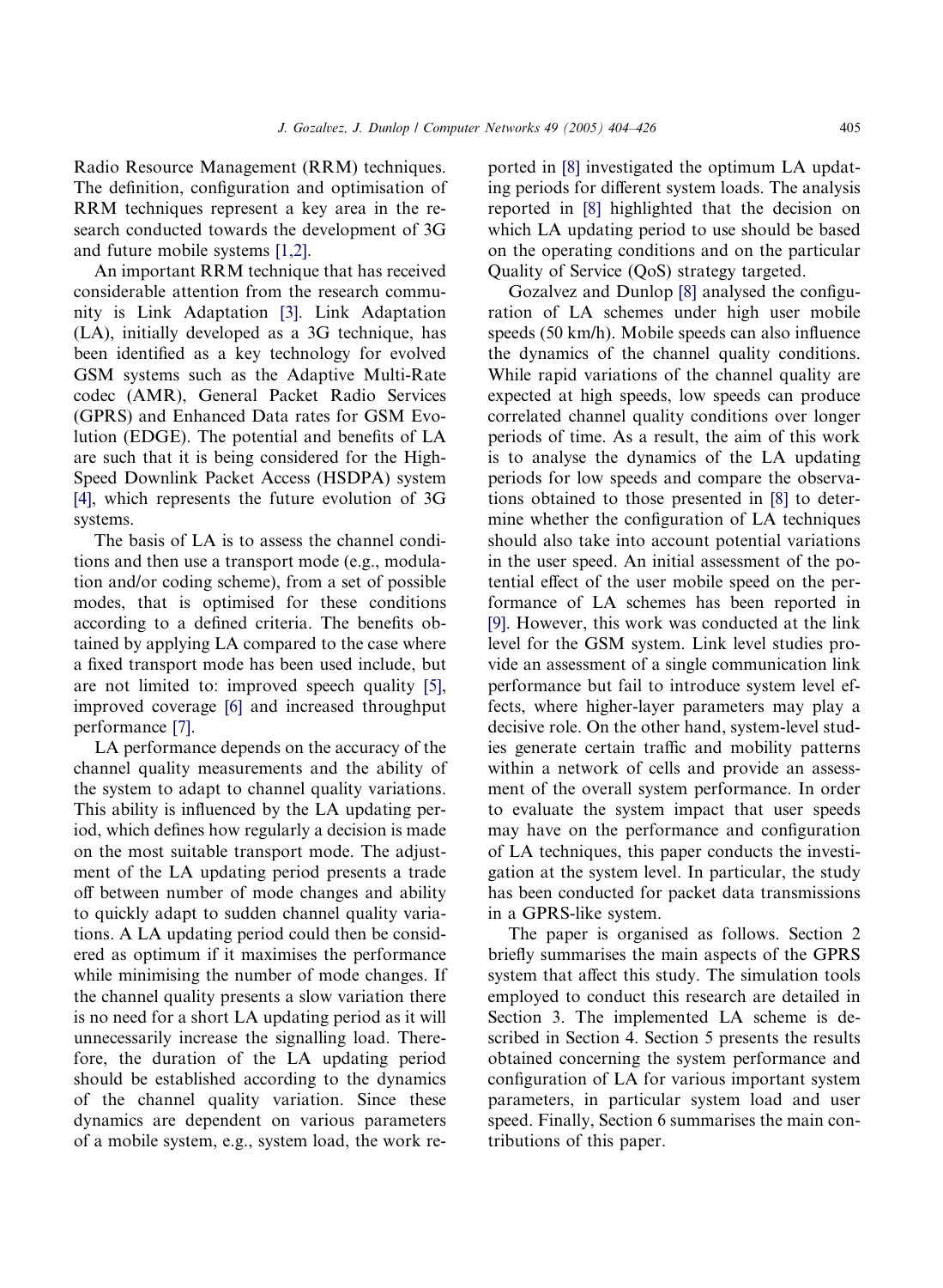Radio Resource Management (RRM) techniques. The definition, configuration and optimisation of RRM techniques represent a key area in the research conducted towards the development of 3G and future mobile systems [1,2].

An important RRM technique that has received considerable attention from the research community is Link Adaptation [3]. Link Adaptation (LA), initially developed as a 3G technique, has been identified as a key technology for evolved GSM systems such as the Adaptive Multi-Rate codec (AMR), General Packet Radio Services (GPRS) and Enhanced Data rates for GSM Evolution (EDGE). The potential and benefits of LA are such that it is being considered for the High-Speed Downlink Packet Access (HSDPA) system [4], which represents the future evolution of 3G systems.

The basis of LA is to assess the channel conditions and then use a transport mode (e.g., modulation and/or coding scheme), from a set of possible modes, that is optimised for these conditions according to a defined criteria. The benefits obtained by applying LA compared to the case where a fixed transport mode has been used include, but are not limited to: improved speech quality [5], improved coverage [6] and increased throughput performance [7].

LA performance depends on the accuracy of the channel quality measurements and the ability of the system to adapt to channel quality variations. This ability is influenced by the LA updating period, which defines how regularly a decision is made on the most suitable transport mode. The adjustment of the LA updating period presents a trade off between number of mode changes and ability to quickly adapt to sudden channel quality variations. A LA updating period could then be considered as optimum if it maximises the performance while minimising the number of mode changes. If the channel quality presents a slow variation there is no need for a short LA updating period as it will unnecessarily increase the signalling load. Therefore, the duration of the LA updating period should be established according to the dynamics of the channel quality variation. Since these dynamics are dependent on various parameters of a mobile system, e.g., system load, the work reported in [8] investigated the optimum LA updating periods for different system loads. The analysis reported in [8] highlighted that the decision on which LA updating period to use should be based on the operating conditions and on the particular Quality of Service (QoS) strategy targeted.

Gozalvez and Dunlop [8] analysed the configuration of LA schemes under high user mobile speeds (50 km/h). Mobile speeds can also influence the dynamics of the channel quality conditions. While rapid variations of the channel quality are expected at high speeds, low speeds can produce correlated channel quality conditions over longer periods of time. As a result, the aim of this work is to analyse the dynamics of the LA updating periods for low speeds and compare the observations obtained to those presented in [8] to determine whether the configuration of LA techniques should also take into account potential variations in the user speed. An initial assessment of the potential effect of the user mobile speed on the performance of LA schemes has been reported in [9]. However, this work was conducted at the link level for the GSM system. Link level studies provide an assessment of a single communication link performance but fail to introduce system level effects, where higher-layer parameters may play a decisive role. On the other hand, system-level studies generate certain traffic and mobility patterns within a network of cells and provide an assessment of the overall system performance. In order to evaluate the system impact that user speeds may have on the performance and configuration of LA techniques, this paper conducts the investigation at the system level. In particular, the study has been conducted for packet data transmissions in a GPRS-like system.

The paper is organised as follows. Section 2 briefly summarises the main aspects of the GPRS system that affect this study. The simulation tools employed to conduct this research are detailed in Section 3. The implemented LA scheme is described in Section 4. Section 5 presents the results obtained concerning the system performance and configuration of LA for various important system parameters, in particular system load and user speed. Finally, Section 6 summarises the main contributions of this paper.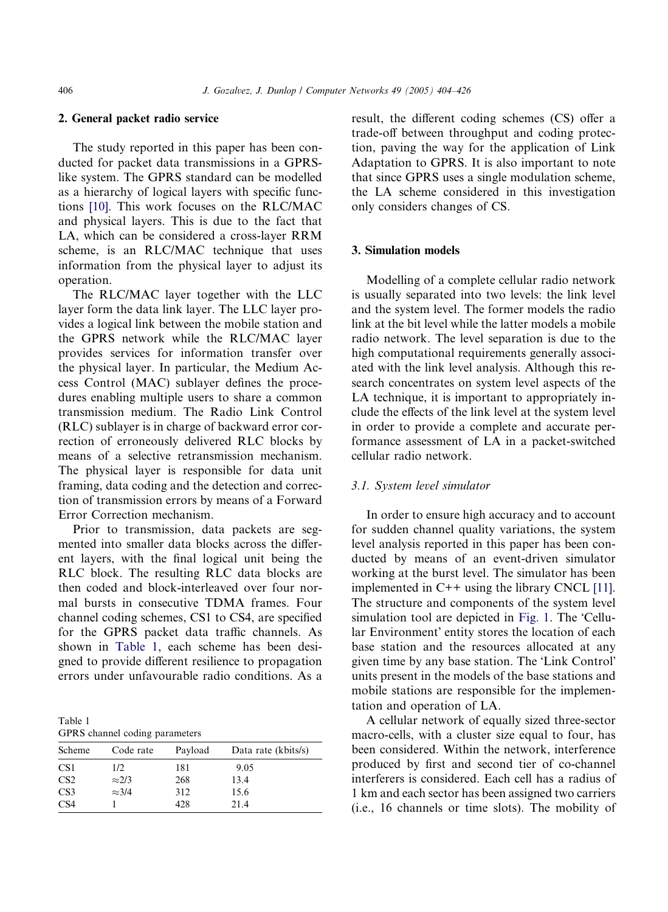## 2. General packet radio service

The study reported in this paper has been conducted for packet data transmissions in a GPRS-like system. The GPRS standard can be modelled as a hierarchy of logical layers with specific functions [10]. This work focuses on the RLC/MAC and physical layers. This is due to the fact that LA, which can be considered a cross-layer RRM scheme, is an RLC/MAC technique that uses information from the physical layer to adjust its operation.

The RLC/MAC layer together with the LLC layer form the data link layer. The LLC layer provides a logical link between the mobile station and the GPRS network while the RLC/MAC layer provides services for information transfer over the physical layer. In particular, the Medium Access Control (MAC) sublayer defines the procedures enabling multiple users to share a common transmission medium. The Radio Link Control (RLC) sublayer is in charge of backward error correction of erroneously delivered RLC blocks by means of a selective retransmission mechanism. The physical layer is responsible for data unit framing, data coding and the detection and correction of transmission errors by means of a Forward Error Correction mechanism.

Prior to transmission, data packets are segmented into smaller data blocks across the different layers, with the final logical unit being the RLC block. The resulting RLC data blocks are then coded and block-interleaved over four normal bursts in consecutive TDMA frames. Four channel coding schemes, CS1 to CS4, are specified for the GPRS packet data traffic channels. As shown in Table 1, each scheme has been designed to provide different resilience to propagation errors under unfavourable radio conditions. As a result, the different coding schemes (CS) offer a trade-off between throughput and coding protection, paving the way for the application of Link Adaptation to GPRS. It is also important to note that since GPRS uses a single modulation scheme, the LA scheme considered in this investigation only considers changes of CS.

Table 1
GPRS channel coding parameters

| Scheme | Code rate | Payload | Data rate (kbits/s) |
|---|---|---|---|
| CS1 | 1/2 | 181 | 9.05 |
| CS2 | ≈2/3 | 268 | 13.4 |
| CS3 | ≈3/4 | 312 | 15.6 |
| CS4 | 1 | 428 | 21.4 |

## 3. Simulation models

Modelling of a complete cellular radio network is usually separated into two levels: the link level and the system level. The former models the radio link at the bit level while the latter models a mobile radio network. The level separation is due to the high computational requirements generally associated with the link level analysis. Although this research concentrates on system level aspects of the LA technique, it is important to appropriately include the effects of the link level at the system level in order to provide a complete and accurate performance assessment of LA in a packet-switched cellular radio network.

### 3.1. System level simulator

In order to ensure high accuracy and to account for sudden channel quality variations, the system level analysis reported in this paper has been conducted by means of an event-driven simulator working at the burst level. The simulator has been implemented in C++ using the library CNCL [11]. The structure and components of the system level simulation tool are depicted in Fig. 1. The 'Cellular Environment' entity stores the location of each base station and the resources allocated at any given time by any base station. The 'Link Control' units present in the models of the base stations and mobile stations are responsible for the implementation and operation of LA.

A cellular network of equally sized three-sector macro-cells, with a cluster size equal to four, has been considered. Within the network, interference produced by first and second tier of co-channel interferers is considered. Each cell has a radius of 1 km and each sector has been assigned two carriers (i.e., 16 channels or time slots). The mobility of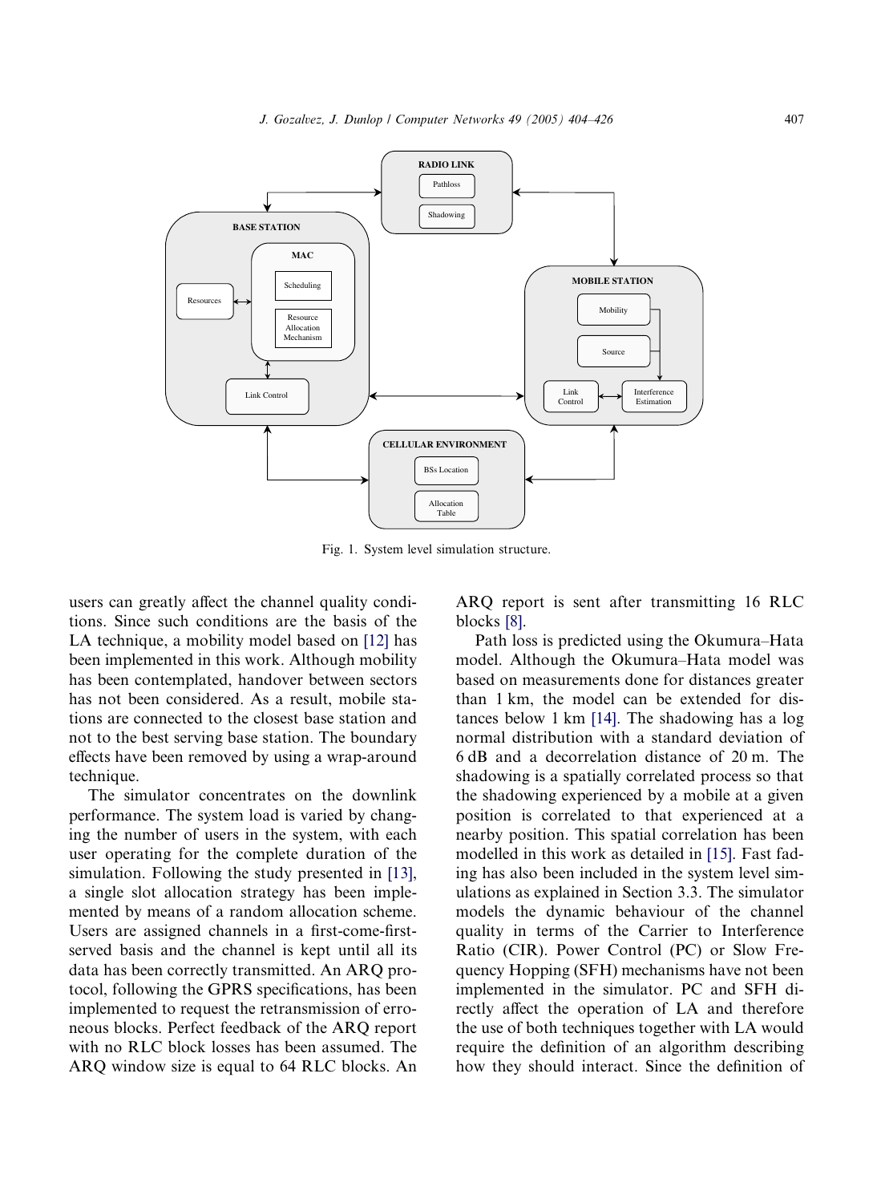Fig. 1. System level simulation structure.

users can greatly affect the channel quality conditions. Since such conditions are the basis of the LA technique, a mobility model based on [12] has been implemented in this work. Although mobility has been contemplated, handover between sectors has not been considered. As a result, mobile stations are connected to the closest base station and not to the best serving base station. The boundary effects have been removed by using a wrap-around technique.

The simulator concentrates on the downlink performance. The system load is varied by changing the number of users in the system, with each user operating for the complete duration of the simulation. Following the study presented in [13], a single slot allocation strategy has been implemented by means of a random allocation scheme. Users are assigned channels in a first-come-first-served basis and the channel is kept until all its data has been correctly transmitted. An ARQ protocol, following the GPRS specifications, has been implemented to request the retransmission of erroneous blocks. Perfect feedback of the ARQ report with no RLC block losses has been assumed. The ARQ window size is equal to 64 RLC blocks. An ARQ report is sent after transmitting 16 RLC blocks [8].

Path loss is predicted using the Okumura–Hata model. Although the Okumura–Hata model was based on measurements done for distances greater than 1 km, the model can be extended for distances below 1 km [14]. The shadowing has a log normal distribution with a standard deviation of 6 dB and a decorrelation distance of 20 m. The shadowing is a spatially correlated process so that the shadowing experienced by a mobile at a given position is correlated to that experienced at a nearby position. This spatial correlation has been modelled in this work as detailed in [15]. Fast fading has also been included in the system level simulations as explained in Section 3.3. The simulator models the dynamic behaviour of the channel quality in terms of the Carrier to Interference Ratio (CIR). Power Control (PC) or Slow Frequency Hopping (SFH) mechanisms have not been implemented in the simulator. PC and SFH directly affect the operation of LA and therefore the use of both techniques together with LA would require the definition of an algorithm describing how they should interact. Since the definition of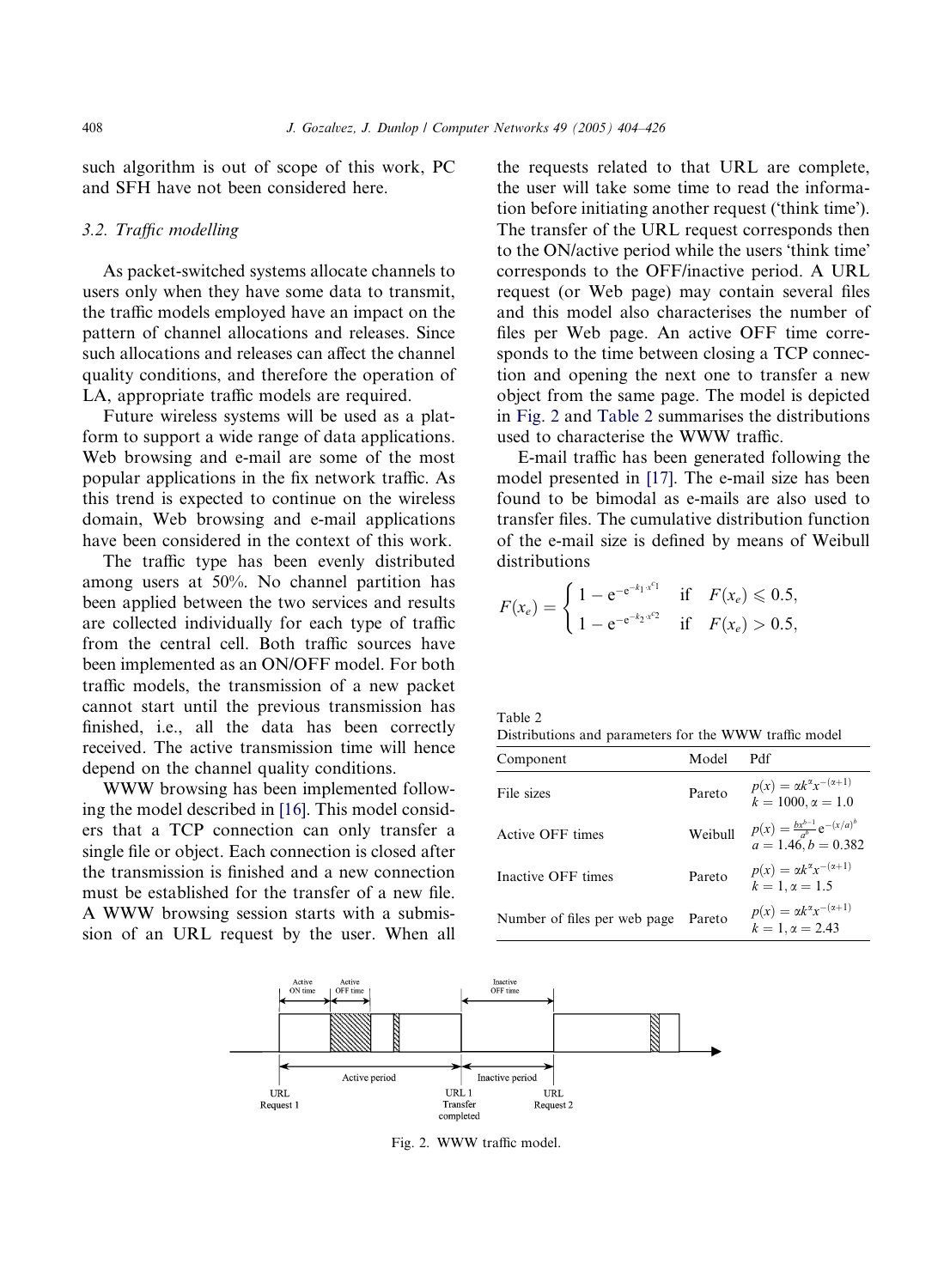such algorithm is out of scope of this work, PC and SFH have not been considered here.

### 3.2. Traffic modelling

As packet-switched systems allocate channels to users only when they have some data to transmit, the traffic models employed have an impact on the pattern of channel allocations and releases. Since such allocations and releases can affect the channel quality conditions, and therefore the operation of LA, appropriate traffic models are required.

Future wireless systems will be used as a platform to support a wide range of data applications. Web browsing and e-mail are some of the most popular applications in the fix network traffic. As this trend is expected to continue on the wireless domain, Web browsing and e-mail applications have been considered in the context of this work.

The traffic type has been evenly distributed among users at 50%. No channel partition has been applied between the two services and results are collected individually for each type of traffic from the central cell. Both traffic sources have been implemented as an ON/OFF model. For both traffic models, the transmission of a new packet cannot start until the previous transmission has finished, i.e., all the data has been correctly received. The active transmission time will hence depend on the channel quality conditions.

WWW browsing has been implemented following the model described in [16]. This model considers that a TCP connection can only transfer a single file or object. Each connection is closed after the transmission is finished and a new connection must be established for the transfer of a new file. A WWW browsing session starts with a submission of an URL request by the user. When all the requests related to that URL are complete, the user will take some time to read the information before initiating another request ('think time'). The transfer of the URL request corresponds then to the ON/active period while the users 'think time' corresponds to the OFF/inactive period. A URL request (or Web page) may contain several files and this model also characterises the number of files per Web page. An active OFF time corresponds to the time between closing a TCP connection and opening the next one to transfer a new object from the same page. The model is depicted in Fig. 2 and Table 2 summarises the distributions used to characterise the WWW traffic.

E-mail traffic has been generated following the model presented in [17]. The e-mail size has been found to be bimodal as e-mails are also used to transfer files. The cumulative distribution function of the e-mail size is defined by means of Weibull distributions

$$F(x_e) = \begin{cases} 1 - e^{-e^{-k_1 \cdot x^{c_1}}} & \text{if} \quad F(x_e) \leqslant 0.5, \\ 1 - e^{-e^{-k_2 \cdot x^{c_2}}} & \text{if} \quad F(x_e) > 0.5, \end{cases}$$

Table 2
Distributions and parameters for the WWW traffic model

| Component | Model | Pdf |
|---|---|---|
| File sizes | Pareto | $p(x) = \alpha k^{\alpha} x^{-(\alpha+1)}$ <br> $k = 1000, \alpha = 1.0$ |
| Active OFF times | Weibull | $p(x) = \frac{bx^{b-1}}{a^b} e^{-(x/a)^b}$ <br> $a = 1.46, b = 0.382$ |
| Inactive OFF times | Pareto | $p(x) = \alpha k^{\alpha} x^{-(\alpha+1)}$ <br> $k = 1, \alpha = 1.5$ |
| Number of files per web page | Pareto | $p(x) = \alpha k^{\alpha} x^{-(\alpha+1)}$ <br> $k = 1, \alpha = 2.43$ |

Fig. 2. WWW traffic model.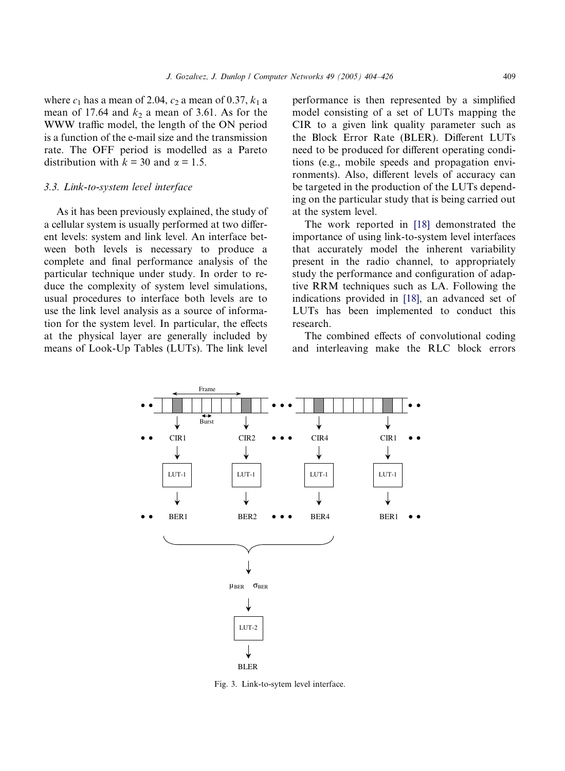where $c_1$ has a mean of 2.04, $c_2$ a mean of 0.37, $k_1$ a mean of 17.64 and $k_2$ a mean of 3.61. As for the WWW traffic model, the length of the ON period is a function of the e-mail size and the transmission rate. The OFF period is modelled as a Pareto distribution with $k = 30$ and $\alpha = 1.5$.

### 3.3. Link-to-system level interface

As it has been previously explained, the study of a cellular system is usually performed at two different levels: system and link level. An interface between both levels is necessary to produce a complete and final performance analysis of the particular technique under study. In order to reduce the complexity of system level simulations, usual procedures to interface both levels are to use the link level analysis as a source of information for the system level. In particular, the effects at the physical layer are generally included by means of Look-Up Tables (LUTs). The link level performance is then represented by a simplified model consisting of a set of LUTs mapping the CIR to a given link quality parameter such as the Block Error Rate (BLER). Different LUTs need to be produced for different operating conditions (e.g., mobile speeds and propagation environments). Also, different levels of accuracy can be targeted in the production of the LUTs depending on the particular study that is being carried out at the system level.

The work reported in [18] demonstrated the importance of using link-to-system level interfaces that accurately model the inherent variability present in the radio channel, to appropriately study the performance and configuration of adaptive RRM techniques such as LA. Following the indications provided in [18], an advanced set of LUTs has been implemented to conduct this research.

The combined effects of convolutional coding and interleaving make the RLC block errors

Fig. 3. Link-to-sytem level interface.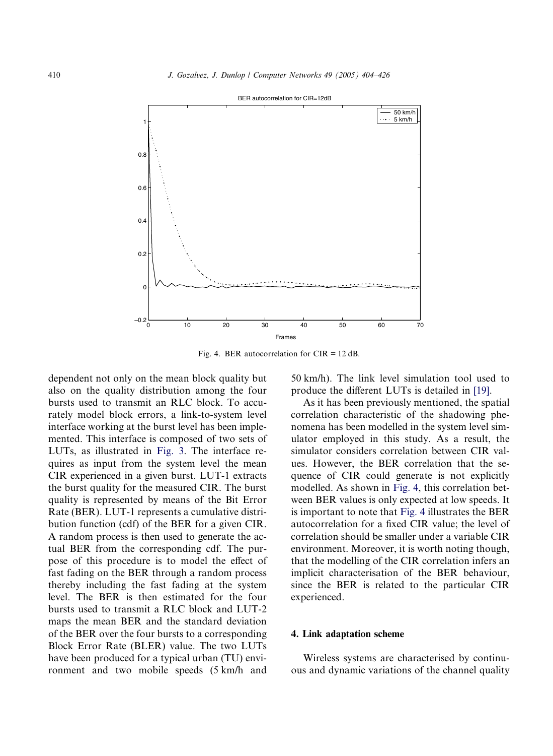Fig. 4. BER autocorrelation for CIR = 12 dB.

dependent not only on the mean block quality but also on the quality distribution among the four bursts used to transmit an RLC block. To accurately model block errors, a link-to-system level interface working at the burst level has been implemented. This interface is composed of two sets of LUTs, as illustrated in Fig. 3. The interface requires as input from the system level the mean CIR experienced in a given burst. LUT-1 extracts the burst quality for the measured CIR. The burst quality is represented by means of the Bit Error Rate (BER). LUT-1 represents a cumulative distribution function (cdf) of the BER for a given CIR. A random process is then used to generate the actual BER from the corresponding cdf. The purpose of this procedure is to model the effect of fast fading on the BER through a random process thereby including the fast fading at the system level. The BER is then estimated for the four bursts used to transmit a RLC block and LUT-2 maps the mean BER and the standard deviation of the BER over the four bursts to a corresponding Block Error Rate (BLER) value. The two LUTs have been produced for a typical urban (TU) environment and two mobile speeds (5 km/h and 50 km/h). The link level simulation tool used to produce the different LUTs is detailed in [19].

As it has been previously mentioned, the spatial correlation characteristic of the shadowing phenomena has been modelled in the system level simulator employed in this study. As a result, the simulator considers correlation between CIR values. However, the BER correlation that the sequence of CIR could generate is not explicitly modelled. As shown in Fig. 4, this correlation between BER values is only expected at low speeds. It is important to note that Fig. 4 illustrates the BER autocorrelation for a fixed CIR value; the level of correlation should be smaller under a variable CIR environment. Moreover, it is worth noting though, that the modelling of the CIR correlation infers an implicit characterisation of the BER behaviour, since the BER is related to the particular CIR experienced.

## 4. Link adaptation scheme

Wireless systems are characterised by continuous and dynamic variations of the channel quality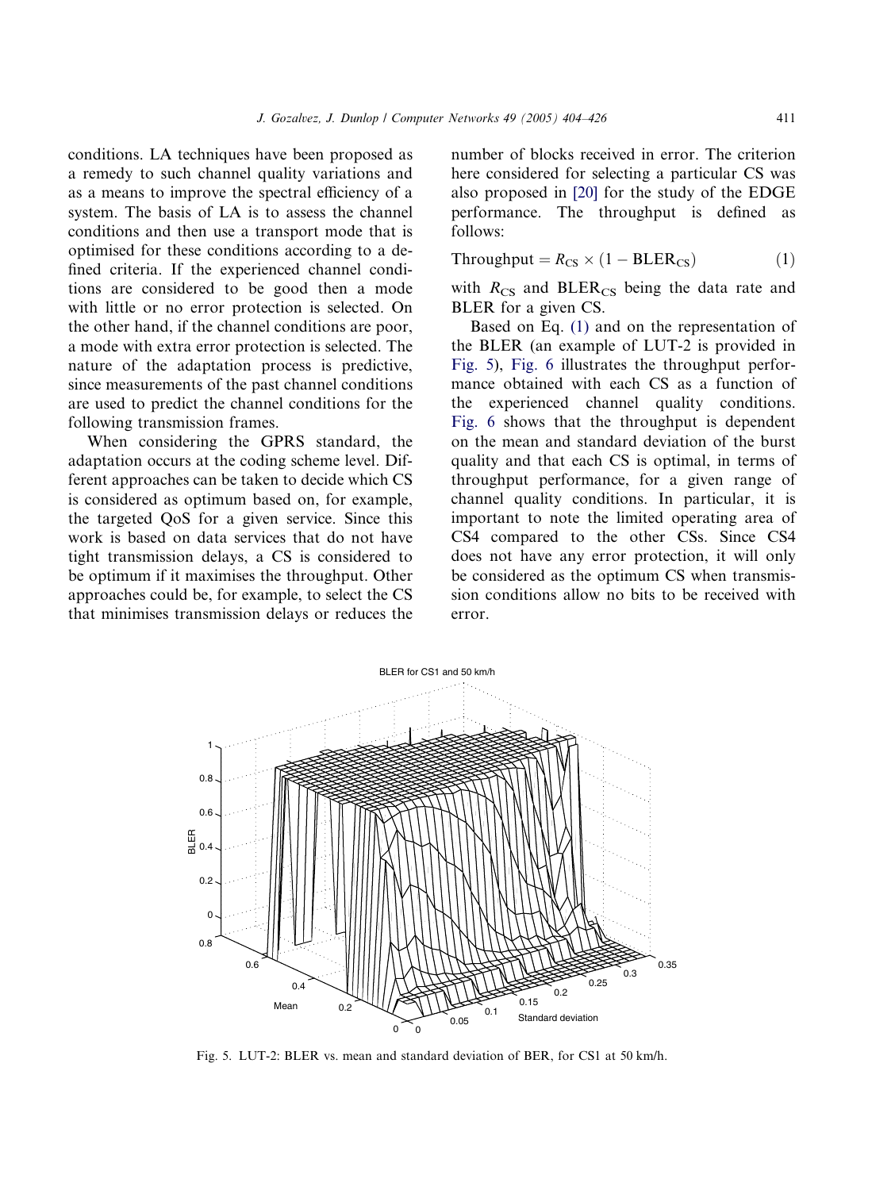conditions. LA techniques have been proposed as a remedy to such channel quality variations and as a means to improve the spectral efficiency of a system. The basis of LA is to assess the channel conditions and then use a transport mode that is optimised for these conditions according to a defined criteria. If the experienced channel conditions are considered to be good then a mode with little or no error protection is selected. On the other hand, if the channel conditions are poor, a mode with extra error protection is selected. The nature of the adaptation process is predictive, since measurements of the past channel conditions are used to predict the channel conditions for the following transmission frames.

When considering the GPRS standard, the adaptation occurs at the coding scheme level. Different approaches can be taken to decide which CS is considered as optimum based on, for example, the targeted QoS for a given service. Since this work is based on data services that do not have tight transmission delays, a CS is considered to be optimum if it maximises the throughput. Other approaches could be, for example, to select the CS that minimises transmission delays or reduces the number of blocks received in error. The criterion here considered for selecting a particular CS was also proposed in [20] for the study of the EDGE performance. The throughput is defined as follows:

$$\text{Throughput} = R_{\text{CS}} \times (1 - \text{BLER}_{\text{CS}}) \tag{1}$$

with $R_{\text{CS}}$ and $\text{BLER}_{\text{CS}}$ being the data rate and BLER for a given CS.

Based on Eq. (1) and on the representation of the BLER (an example of LUT-2 is provided in Fig. 5), Fig. 6 illustrates the throughput performance obtained with each CS as a function of the experienced channel quality conditions. Fig. 6 shows that the throughput is dependent on the mean and standard deviation of the burst quality and that each CS is optimal, in terms of throughput performance, for a given range of channel quality conditions. In particular, it is important to note the limited operating area of CS4 compared to the other CSs. Since CS4 does not have any error protection, it will only be considered as the optimum CS when transmission conditions allow no bits to be received with error.

Fig. 5. LUT-2: BLER vs. mean and standard deviation of BER, for CS1 at 50 km/h.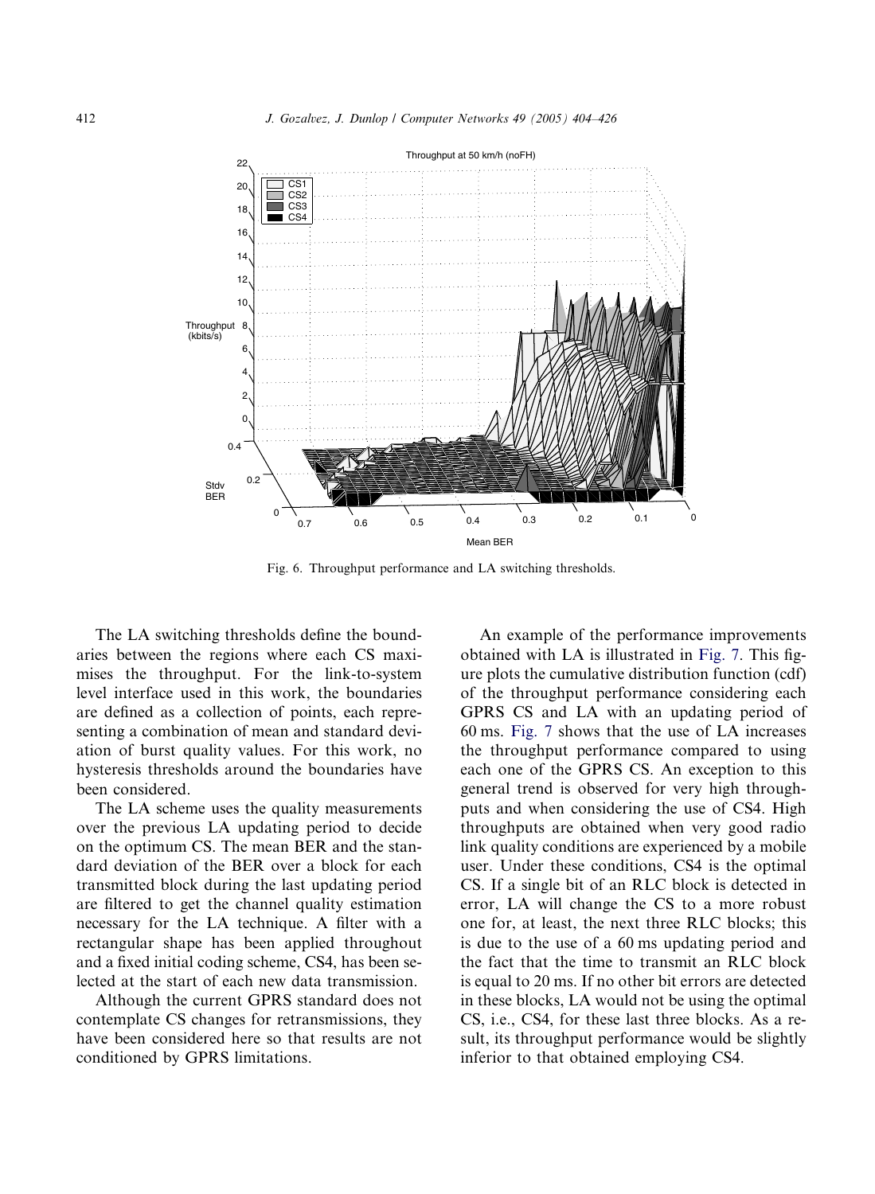Fig. 6. Throughput performance and LA switching thresholds.

The LA switching thresholds define the boundaries between the regions where each CS maximises the throughput. For the link-to-system level interface used in this work, the boundaries are defined as a collection of points, each representing a combination of mean and standard deviation of burst quality values. For this work, no hysteresis thresholds around the boundaries have been considered.

The LA scheme uses the quality measurements over the previous LA updating period to decide on the optimum CS. The mean BER and the standard deviation of the BER over a block for each transmitted block during the last updating period are filtered to get the channel quality estimation necessary for the LA technique. A filter with a rectangular shape has been applied throughout and a fixed initial coding scheme, CS4, has been selected at the start of each new data transmission.

Although the current GPRS standard does not contemplate CS changes for retransmissions, they have been considered here so that results are not conditioned by GPRS limitations.

An example of the performance improvements obtained with LA is illustrated in Fig. 7. This figure plots the cumulative distribution function (cdf) of the throughput performance considering each GPRS CS and LA with an updating period of 60 ms. Fig. 7 shows that the use of LA increases the throughput performance compared to using each one of the GPRS CS. An exception to this general trend is observed for very high throughputs and when considering the use of CS4. High throughputs are obtained when very good radio link quality conditions are experienced by a mobile user. Under these conditions, CS4 is the optimal CS. If a single bit of an RLC block is detected in error, LA will change the CS to a more robust one for, at least, the next three RLC blocks; this is due to the use of a 60 ms updating period and the fact that the time to transmit an RLC block is equal to 20 ms. If no other bit errors are detected in these blocks, LA would not be using the optimal CS, i.e., CS4, for these last three blocks. As a result, its throughput performance would be slightly inferior to that obtained employing CS4.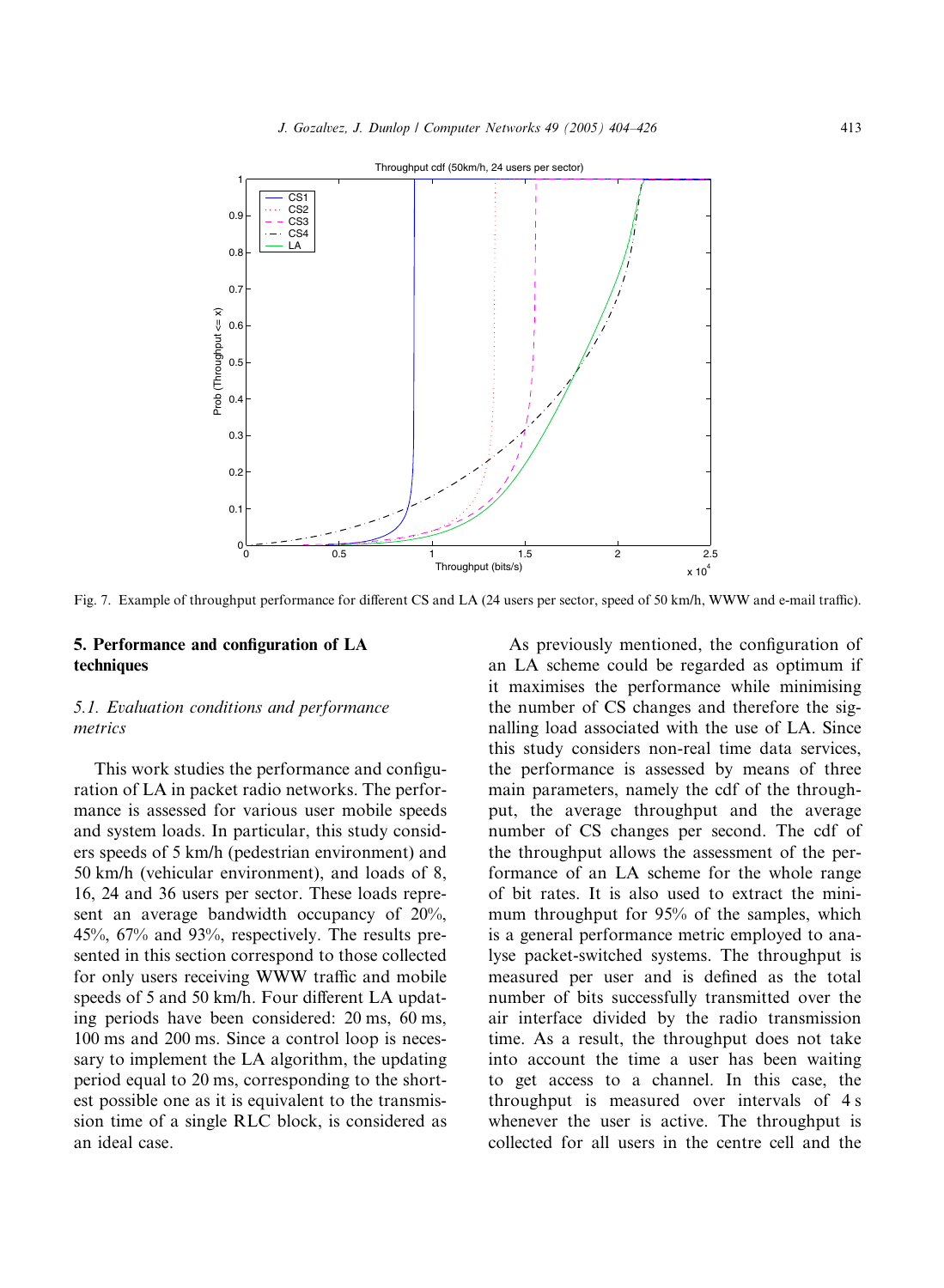Fig. 7. Example of throughput performance for different CS and LA (24 users per sector, speed of 50 km/h, WWW and e-mail traffic).

## 5. Performance and configuration of LA techniques

### 5.1. Evaluation conditions and performance metrics

This work studies the performance and configuration of LA in packet radio networks. The performance is assessed for various user mobile speeds and system loads. In particular, this study considers speeds of 5 km/h (pedestrian environment) and 50 km/h (vehicular environment), and loads of 8, 16, 24 and 36 users per sector. These loads represent an average bandwidth occupancy of 20%, 45%, 67% and 93%, respectively. The results presented in this section correspond to those collected for only users receiving WWW traffic and mobile speeds of 5 and 50 km/h. Four different LA updating periods have been considered: 20 ms, 60 ms, 100 ms and 200 ms. Since a control loop is necessary to implement the LA algorithm, the updating period equal to 20 ms, corresponding to the shortest possible one as it is equivalent to the transmission time of a single RLC block, is considered as an ideal case.

As previously mentioned, the configuration of an LA scheme could be regarded as optimum if it maximises the performance while minimising the number of CS changes and therefore the signalling load associated with the use of LA. Since this study considers non-real time data services, the performance is assessed by means of three main parameters, namely the cdf of the throughput, the average throughput and the average number of CS changes per second. The cdf of the throughput allows the assessment of the performance of an LA scheme for the whole range of bit rates. It is also used to extract the minimum throughput for 95% of the samples, which is a general performance metric employed to analyse packet-switched systems. The throughput is measured per user and is defined as the total number of bits successfully transmitted over the air interface divided by the radio transmission time. As a result, the throughput does not take into account the time a user has been waiting to get access to a channel. In this case, the throughput is measured over intervals of 4 s whenever the user is active. The throughput is collected for all users in the centre cell and the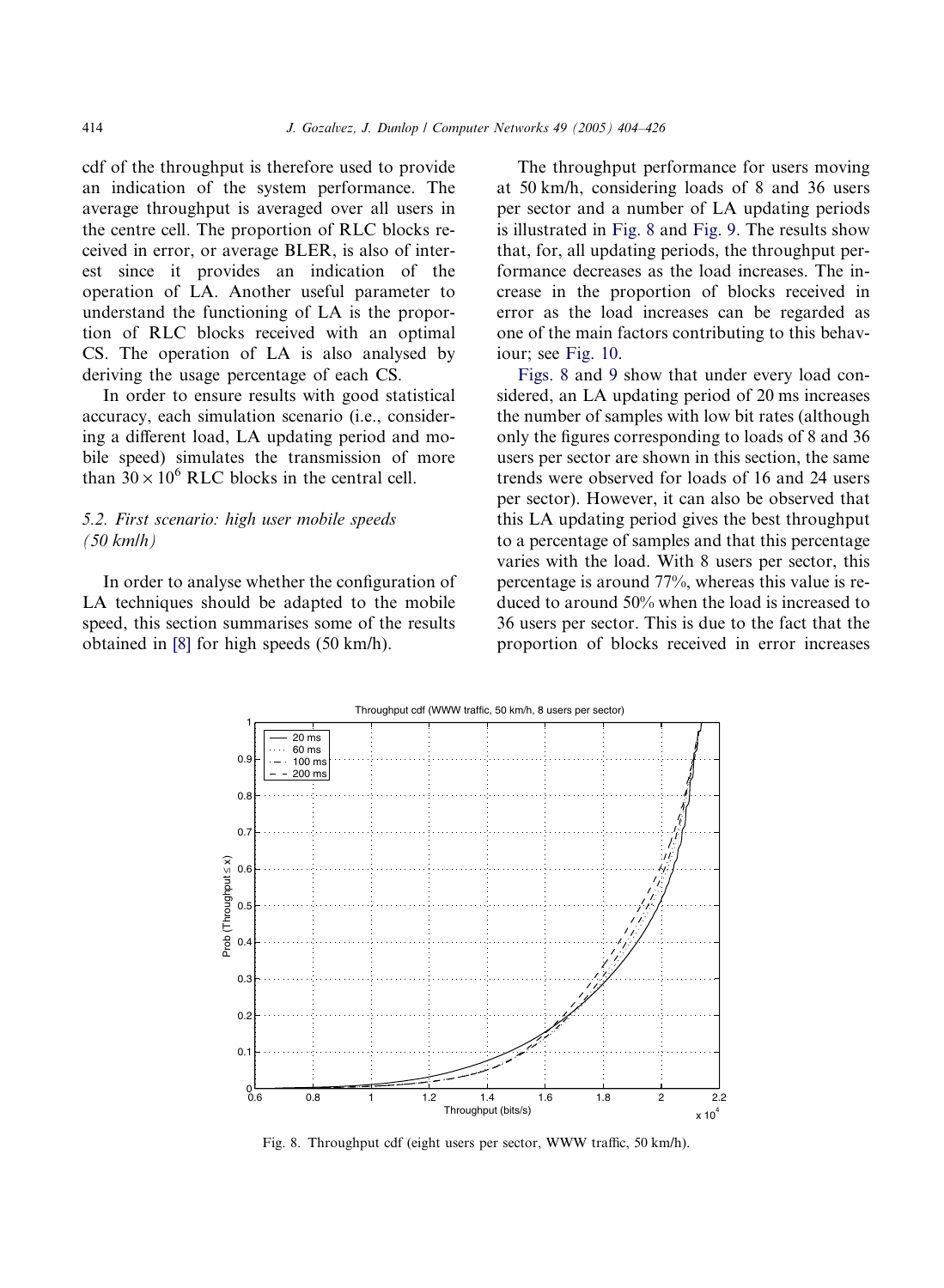cdf of the throughput is therefore used to provide an indication of the system performance. The average throughput is averaged over all users in the centre cell. The proportion of RLC blocks received in error, or average BLER, is also of interest since it provides an indication of the operation of LA. Another useful parameter to understand the functioning of LA is the proportion of RLC blocks received with an optimal CS. The operation of LA is also analysed by deriving the usage percentage of each CS.

In order to ensure results with good statistical accuracy, each simulation scenario (i.e., considering a different load, LA updating period and mobile speed) simulates the transmission of more than $30 \times 10^6$ RLC blocks in the central cell.

### 5.2. First scenario: high user mobile speeds (50 km/h)

In order to analyse whether the configuration of LA techniques should be adapted to the mobile speed, this section summarises some of the results obtained in [8] for high speeds (50 km/h).

The throughput performance for users moving at 50 km/h, considering loads of 8 and 36 users per sector and a number of LA updating periods is illustrated in Fig. 8 and Fig. 9. The results show that, for, all updating periods, the throughput performance decreases as the load increases. The increase in the proportion of blocks received in error as the load increases can be regarded as one of the main factors contributing to this behaviour; see Fig. 10.

Figs. 8 and 9 show that under every load considered, an LA updating period of 20 ms increases the number of samples with low bit rates (although only the figures corresponding to loads of 8 and 36 users per sector are shown in this section, the same trends were observed for loads of 16 and 24 users per sector). However, it can also be observed that this LA updating period gives the best throughput to a percentage of samples and that this percentage varies with the load. With 8 users per sector, this percentage is around 77%, whereas this value is reduced to around 50% when the load is increased to 36 users per sector. This is due to the fact that the proportion of blocks received in error increases

Fig. 8. Throughput cdf (eight users per sector, WWW traffic, 50 km/h).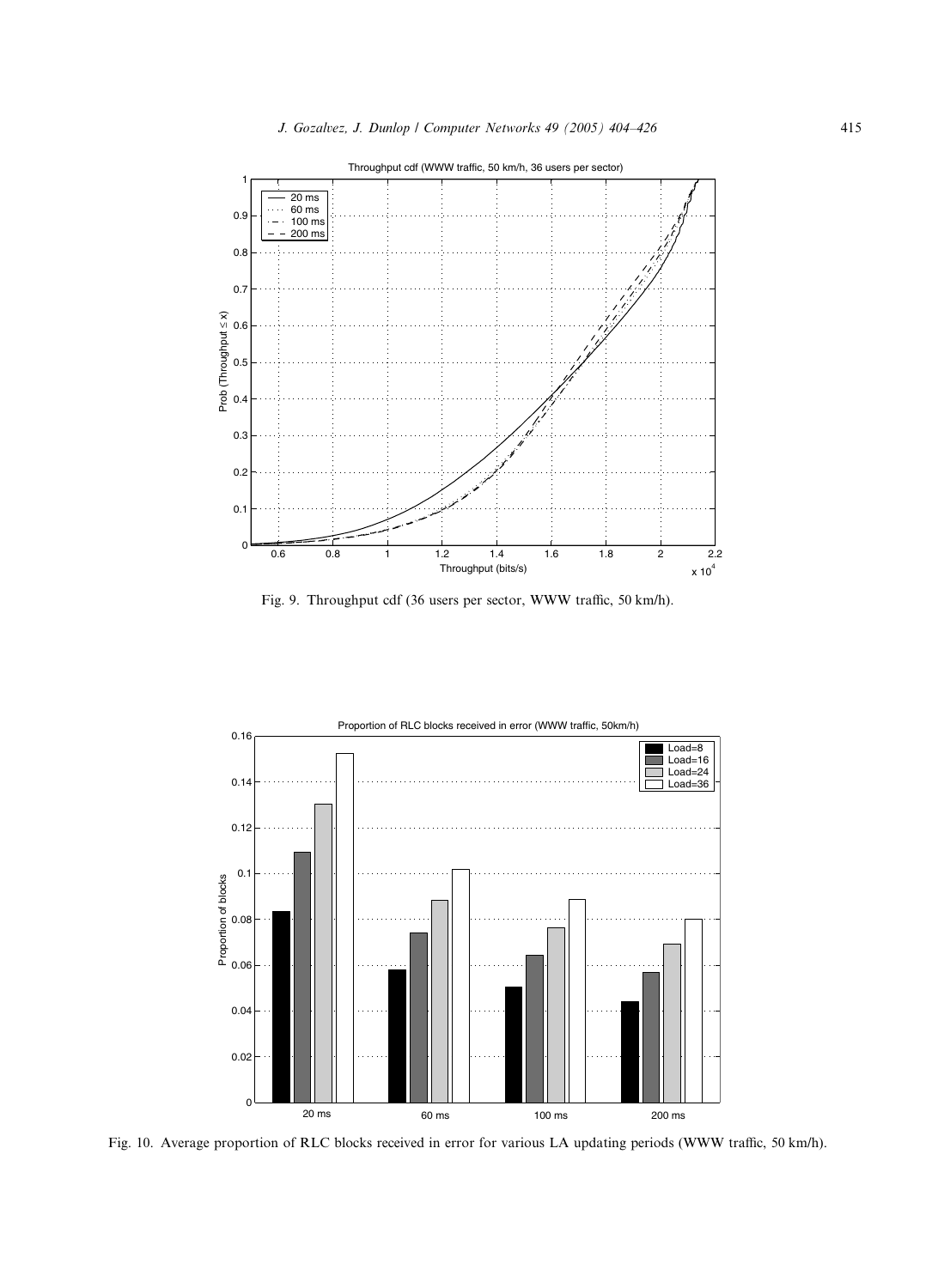Fig. 9. Throughput cdf (36 users per sector, WWW traffic, 50 km/h).

Fig. 10. Average proportion of RLC blocks received in error for various LA updating periods (WWW traffic, 50 km/h).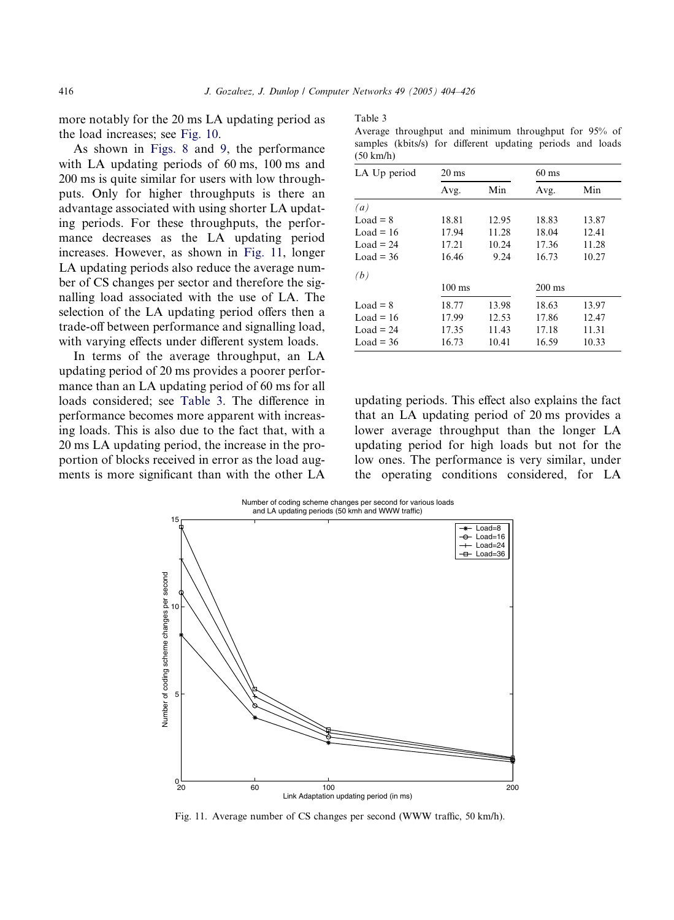more notably for the 20 ms LA updating period as the load increases; see Fig. 10.

As shown in Figs. 8 and 9, the performance with LA updating periods of 60 ms, 100 ms and 200 ms is quite similar for users with low throughputs. Only for higher throughputs is there an advantage associated with using shorter LA updating periods. For these throughputs, the performance decreases as the LA updating period increases. However, as shown in Fig. 11, longer LA updating periods also reduce the average number of CS changes per sector and therefore the signalling load associated with the use of LA. The selection of the LA updating period offers then a trade-off between performance and signalling load, with varying effects under different system loads.

In terms of the average throughput, an LA updating period of 20 ms provides a poorer performance than an LA updating period of 60 ms for all loads considered; see Table 3. The difference in performance becomes more apparent with increasing loads. This is also due to the fact that, with a 20 ms LA updating period, the increase in the proportion of blocks received in error as the load augments is more significant than with the other LA updating periods. This effect also explains the fact that an LA updating period of 20 ms provides a lower average throughput than the longer LA updating period for high loads but not for the low ones. The performance is very similar, under the operating conditions considered, for LA

Table 3
Average throughput and minimum throughput for 95% of samples (kbits/s) for different updating periods and loads (50 km/h)

| LA Up period | 20 ms | | 60 ms | |
|---|---|---|---|---|
| | Avg. | Min | Avg. | Min |
| *(a)* | | | | |
| Load = 8 | 18.81 | 12.95 | 18.83 | 13.87 |
| Load = 16 | 17.94 | 11.28 | 18.04 | 12.41 |
| Load = 24 | 17.21 | 10.24 | 17.36 | 11.28 |
| Load = 36 | 16.46 | 9.24 | 16.73 | 10.27 |
| *(b)* | | | | |
| | 100 ms | | 200 ms | |
| Load = 8 | 18.77 | 13.98 | 18.63 | 13.97 |
| Load = 16 | 17.99 | 12.53 | 17.86 | 12.47 |
| Load = 24 | 17.35 | 11.43 | 17.18 | 11.31 |
| Load = 36 | 16.73 | 10.41 | 16.59 | 10.33 |

Fig. 11. Average number of CS changes per second (WWW traffic, 50 km/h).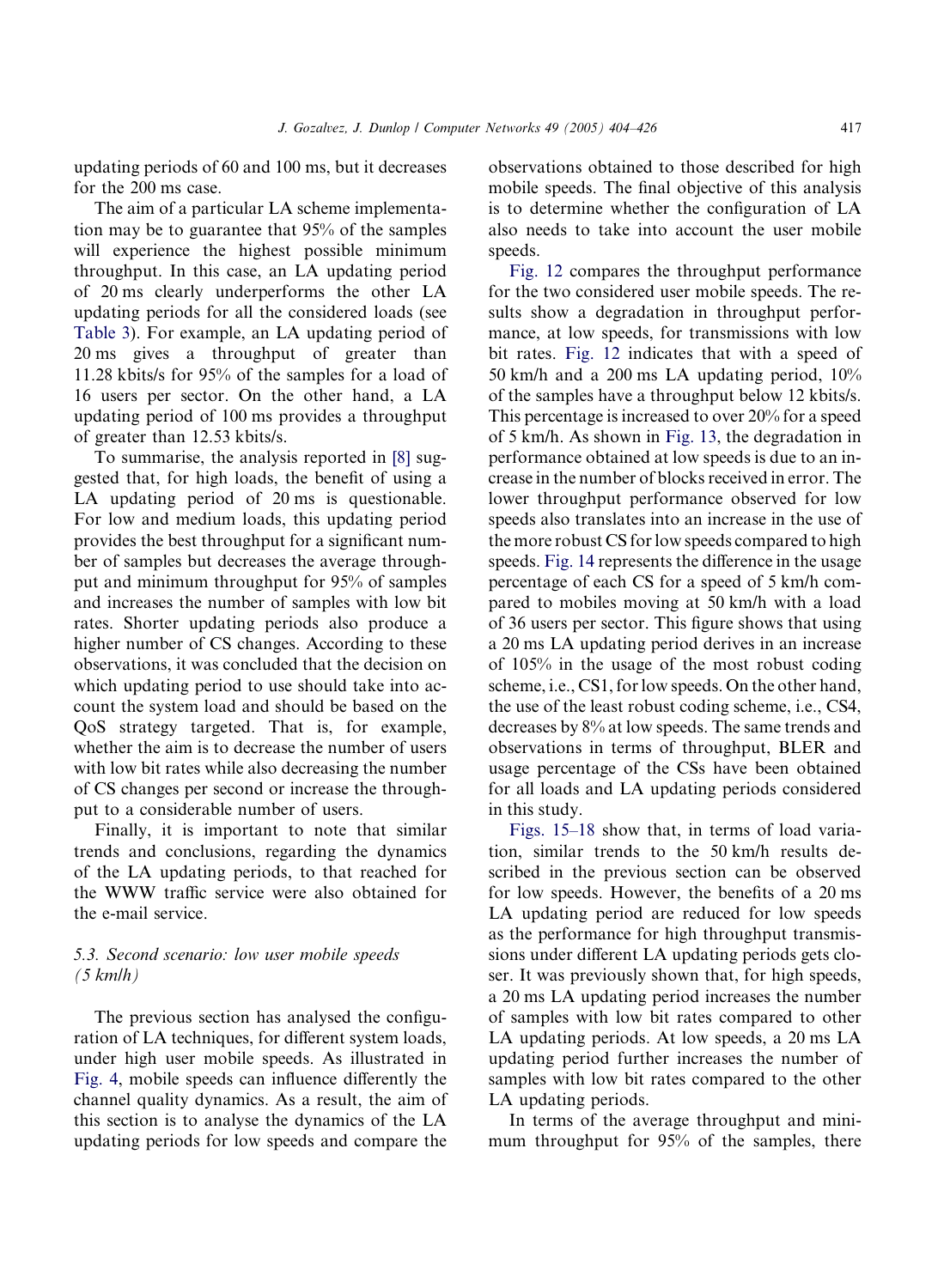updating periods of 60 and 100 ms, but it decreases for the 200 ms case.

The aim of a particular LA scheme implementation may be to guarantee that 95% of the samples will experience the highest possible minimum throughput. In this case, an LA updating period of 20 ms clearly underperforms the other LA updating periods for all the considered loads (see Table 3). For example, an LA updating period of 20 ms gives a throughput of greater than 11.28 kbits/s for 95% of the samples for a load of 16 users per sector. On the other hand, a LA updating period of 100 ms provides a throughput of greater than 12.53 kbits/s.

To summarise, the analysis reported in [8] suggested that, for high loads, the benefit of using a LA updating period of 20 ms is questionable. For low and medium loads, this updating period provides the best throughput for a significant number of samples but decreases the average throughput and minimum throughput for 95% of samples and increases the number of samples with low bit rates. Shorter updating periods also produce a higher number of CS changes. According to these observations, it was concluded that the decision on which updating period to use should take into account the system load and should be based on the QoS strategy targeted. That is, for example, whether the aim is to decrease the number of users with low bit rates while also decreasing the number of CS changes per second or increase the throughput to a considerable number of users.

Finally, it is important to note that similar trends and conclusions, regarding the dynamics of the LA updating periods, to that reached for the WWW traffic service were also obtained for the e-mail service.

### 5.3. Second scenario: low user mobile speeds (5 km/h)

The previous section has analysed the configuration of LA techniques, for different system loads, under high user mobile speeds. As illustrated in Fig. 4, mobile speeds can influence differently the channel quality dynamics. As a result, the aim of this section is to analyse the dynamics of the LA updating periods for low speeds and compare the observations obtained to those described for high mobile speeds. The final objective of this analysis is to determine whether the configuration of LA also needs to take into account the user mobile speeds.

Fig. 12 compares the throughput performance for the two considered user mobile speeds. The results show a degradation in throughput performance, at low speeds, for transmissions with low bit rates. Fig. 12 indicates that with a speed of 50 km/h and a 200 ms LA updating period, 10% of the samples have a throughput below 12 kbits/s. This percentage is increased to over 20% for a speed of 5 km/h. As shown in Fig. 13, the degradation in performance obtained at low speeds is due to an increase in the number of blocks received in error. The lower throughput performance observed for low speeds also translates into an increase in the use of the more robust CS for low speeds compared to high speeds. Fig. 14 represents the difference in the usage percentage of each CS for a speed of 5 km/h compared to mobiles moving at 50 km/h with a load of 36 users per sector. This figure shows that using a 20 ms LA updating period derives in an increase of 105% in the usage of the most robust coding scheme, i.e., CS1, for low speeds. On the other hand, the use of the least robust coding scheme, i.e., CS4, decreases by 8% at low speeds. The same trends and observations in terms of throughput, BLER and usage percentage of the CSs have been obtained for all loads and LA updating periods considered in this study.

Figs. 15–18 show that, in terms of load variation, similar trends to the 50 km/h results described in the previous section can be observed for low speeds. However, the benefits of a 20 ms LA updating period are reduced for low speeds as the performance for high throughput transmissions under different LA updating periods gets closer. It was previously shown that, for high speeds, a 20 ms LA updating period increases the number of samples with low bit rates compared to other LA updating periods. At low speeds, a 20 ms LA updating period further increases the number of samples with low bit rates compared to the other LA updating periods.

In terms of the average throughput and minimum throughput for 95% of the samples, there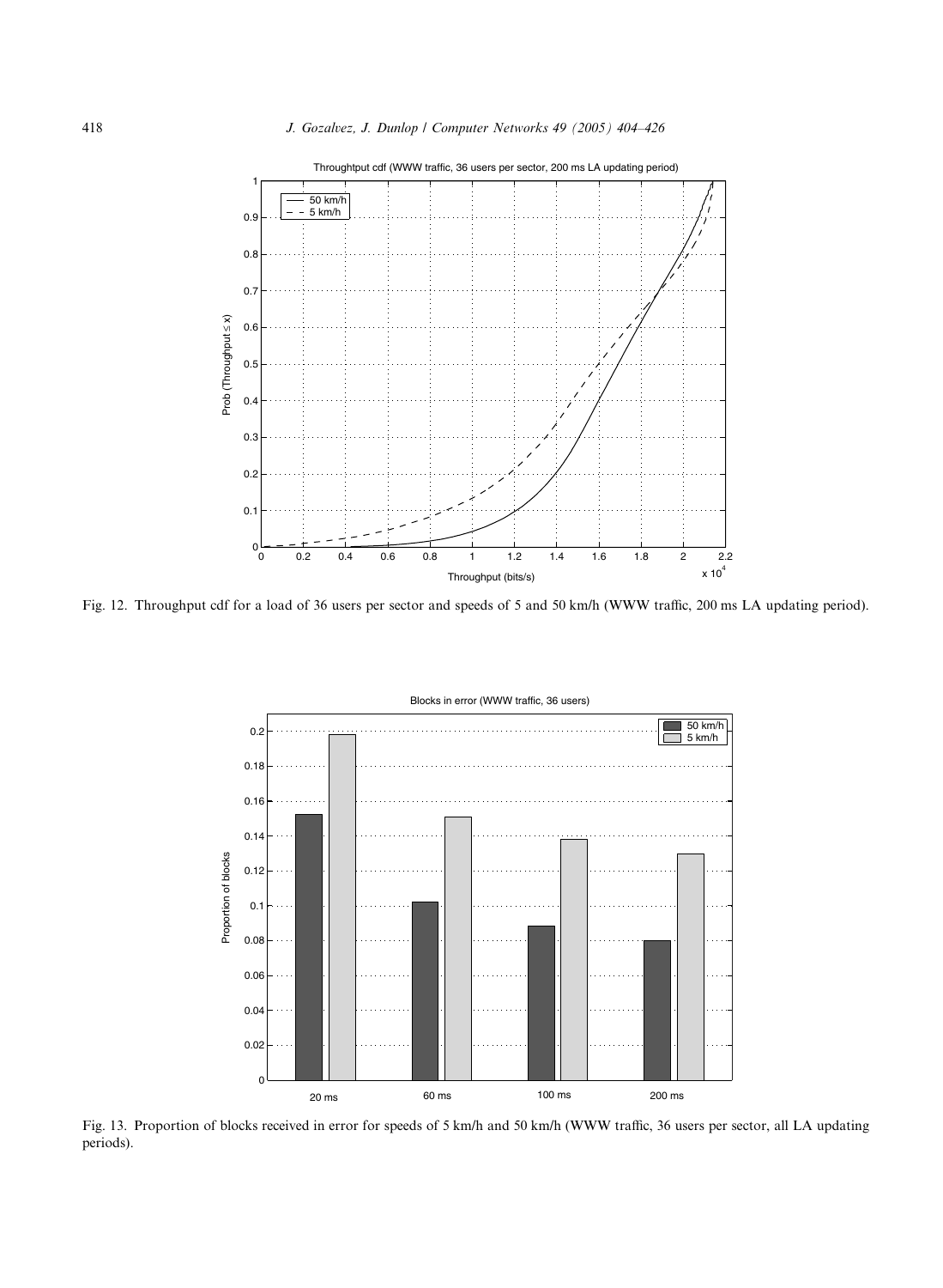Fig. 12. Throughput cdf for a load of 36 users per sector and speeds of 5 and 50 km/h (WWW traffic, 200 ms LA updating period).

Fig. 13. Proportion of blocks received in error for speeds of 5 km/h and 50 km/h (WWW traffic, 36 users per sector, all LA updating periods).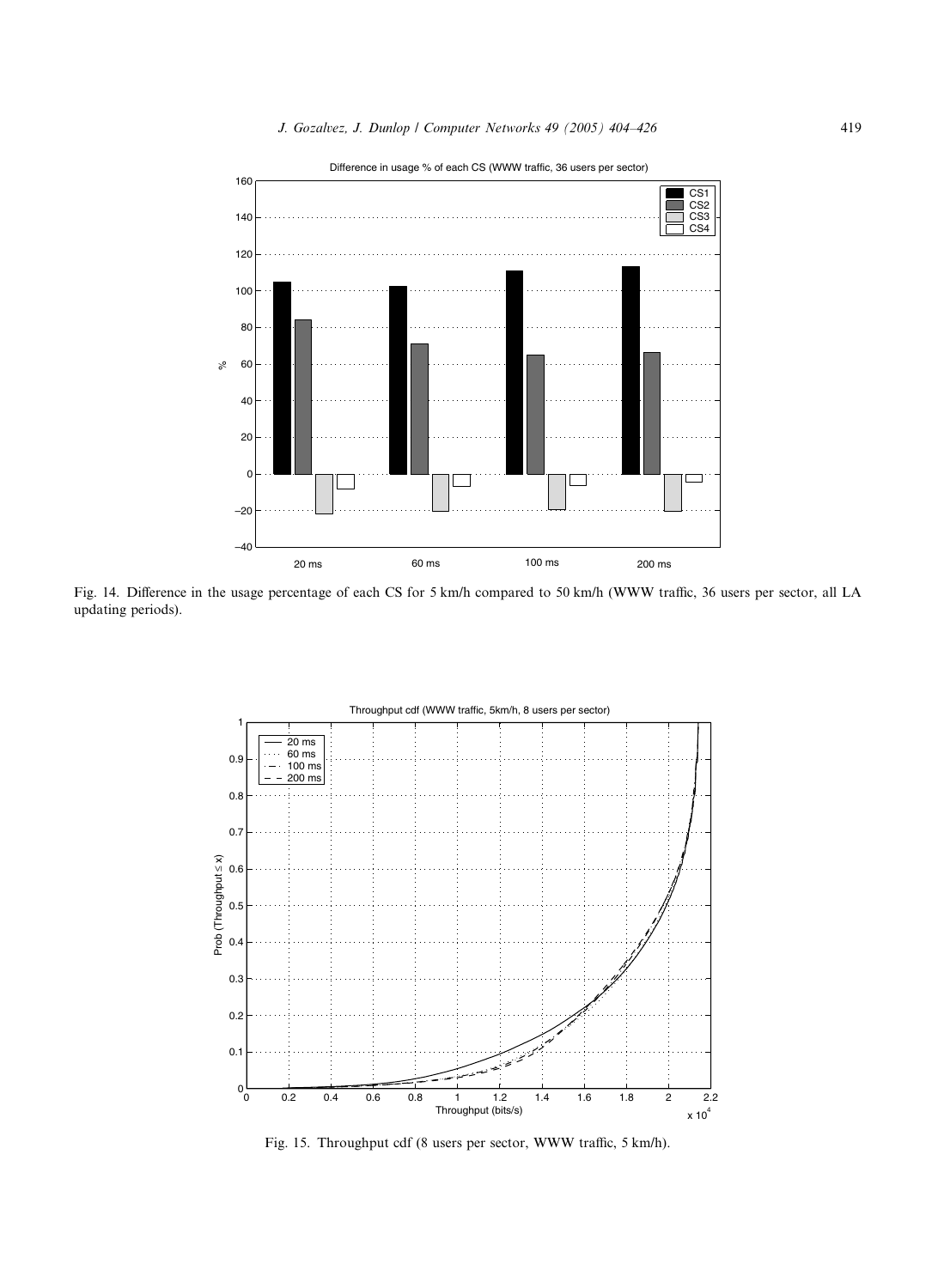Fig. 14. Difference in the usage percentage of each CS for 5 km/h compared to 50 km/h (WWW traffic, 36 users per sector, all LA updating periods).

Fig. 15. Throughput cdf (8 users per sector, WWW traffic, 5 km/h).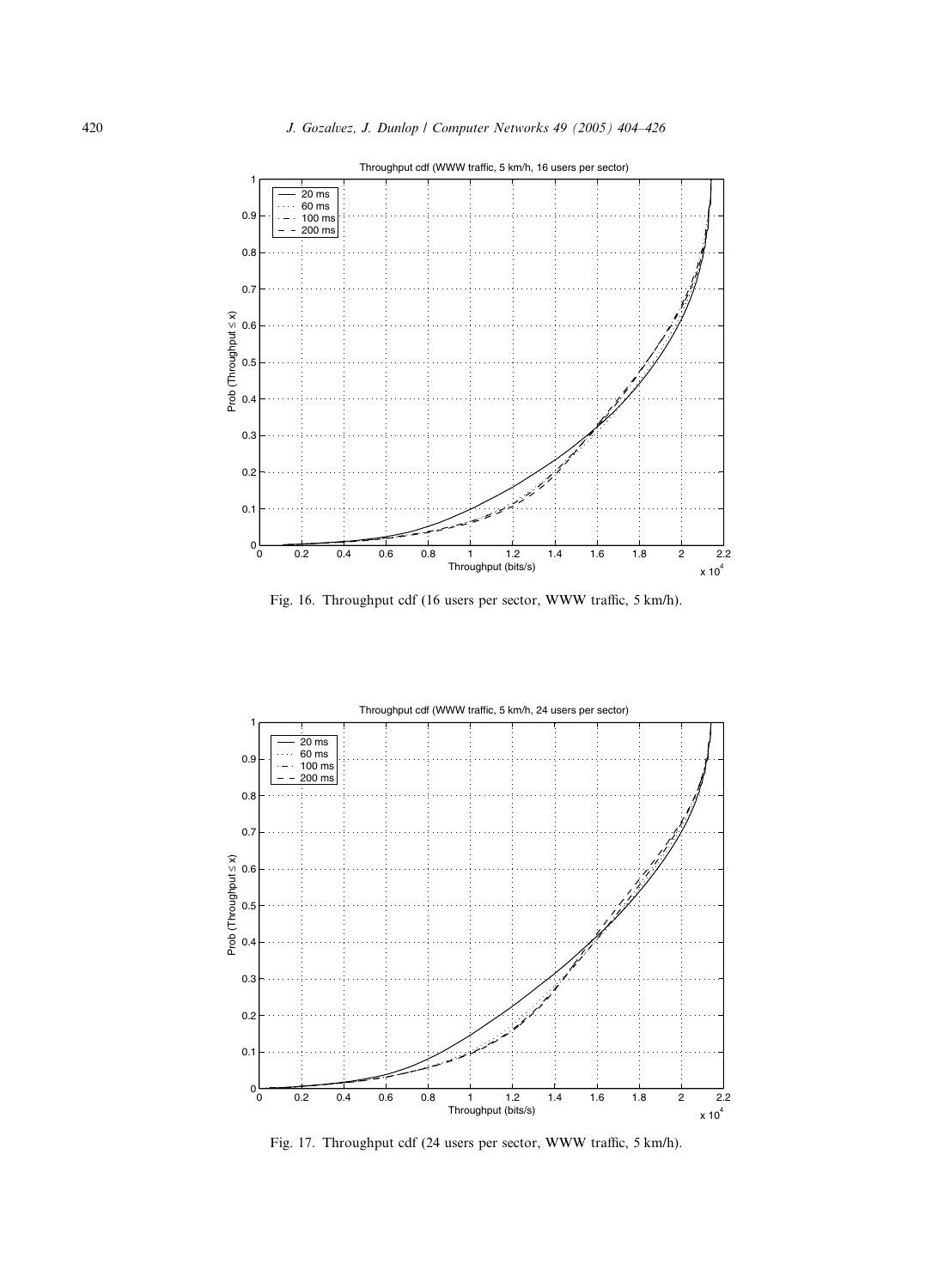Fig. 16. Throughput cdf (16 users per sector, WWW traffic, 5 km/h).

Fig. 17. Throughput cdf (24 users per sector, WWW traffic, 5 km/h).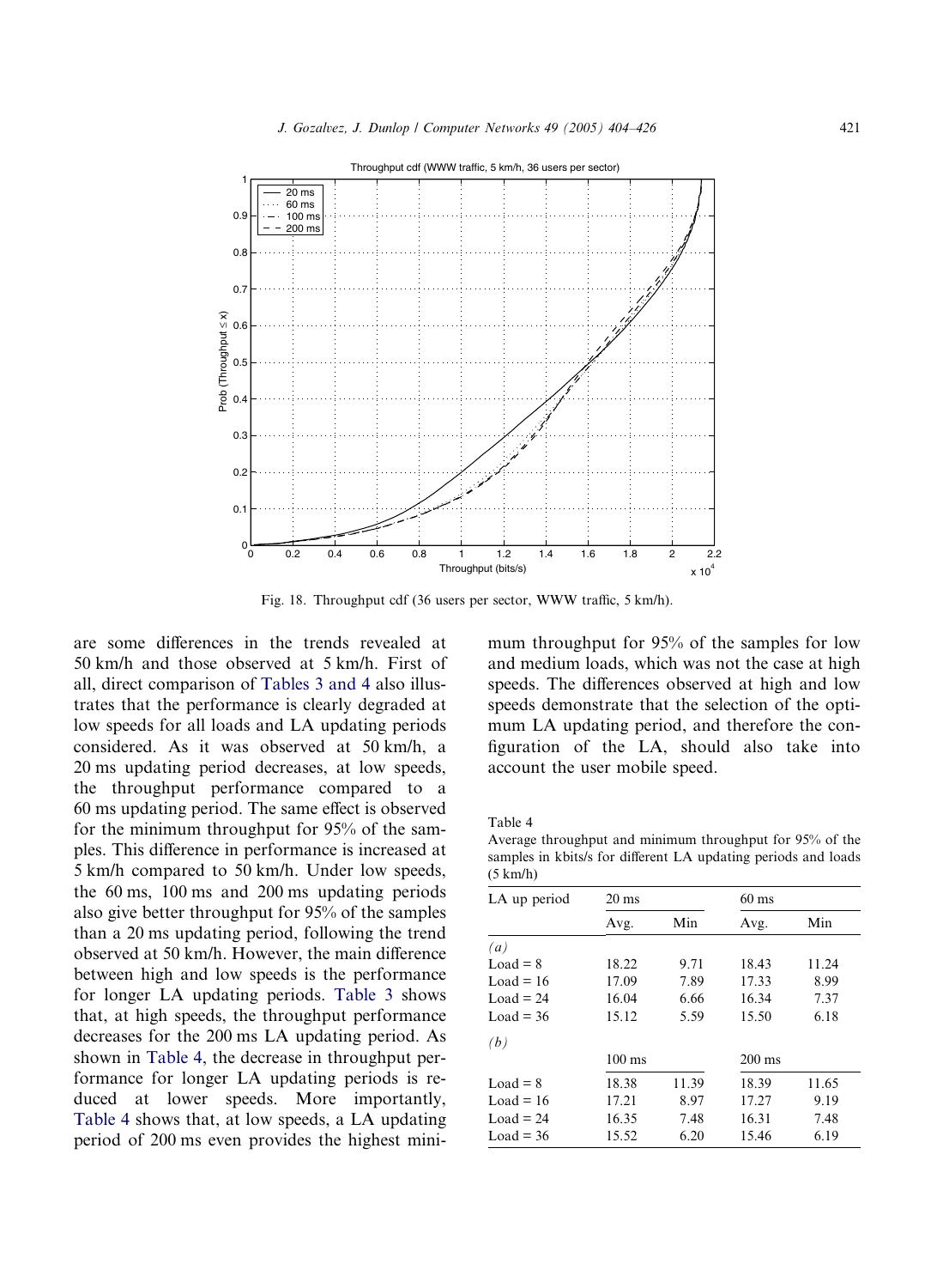Fig. 18. Throughput cdf (36 users per sector, WWW traffic, 5 km/h).

are some differences in the trends revealed at 50 km/h and those observed at 5 km/h. First of all, direct comparison of Tables 3 and 4 also illustrates that the performance is clearly degraded at low speeds for all loads and LA updating periods considered. As it was observed at 50 km/h, a 20 ms updating period decreases, at low speeds, the throughput performance compared to a 60 ms updating period. The same effect is observed for the minimum throughput for 95% of the samples. This difference in performance is increased at 5 km/h compared to 50 km/h. Under low speeds, the 60 ms, 100 ms and 200 ms updating periods also give better throughput for 95% of the samples than a 20 ms updating period, following the trend observed at 50 km/h. However, the main difference between high and low speeds is the performance for longer LA updating periods. Table 3 shows that, at high speeds, the throughput performance decreases for the 200 ms LA updating period. As shown in Table 4, the decrease in throughput performance for longer LA updating periods is reduced at lower speeds. More importantly, Table 4 shows that, at low speeds, a LA updating period of 200 ms even provides the highest minimum throughput for 95% of the samples for low and medium loads, which was not the case at high speeds. The differences observed at high and low speeds demonstrate that the selection of the optimum LA updating period, and therefore the configuration of the LA, should also take into account the user mobile speed.

Table 4
Average throughput and minimum throughput for 95% of the samples in kbits/s for different LA updating periods and loads (5 km/h)

| LA up period | 20 ms | | 60 ms | |
|---|---|---|---|---|
| | Avg. | Min | Avg. | Min |
| *(a)* | | | | |
| Load = 8 | 18.22 | 9.71 | 18.43 | 11.24 |
| Load = 16 | 17.09 | 7.89 | 17.33 | 8.99 |
| Load = 24 | 16.04 | 6.66 | 16.34 | 7.37 |
| Load = 36 | 15.12 | 5.59 | 15.50 | 6.18 |
| *(b)* | | | | |
| | 100 ms | | 200 ms | |
| Load = 8 | 18.38 | 11.39 | 18.39 | 11.65 |
| Load = 16 | 17.21 | 8.97 | 17.27 | 9.19 |
| Load = 24 | 16.35 | 7.48 | 16.31 | 7.48 |
| Load = 36 | 15.52 | 6.20 | 15.46 | 6.19 |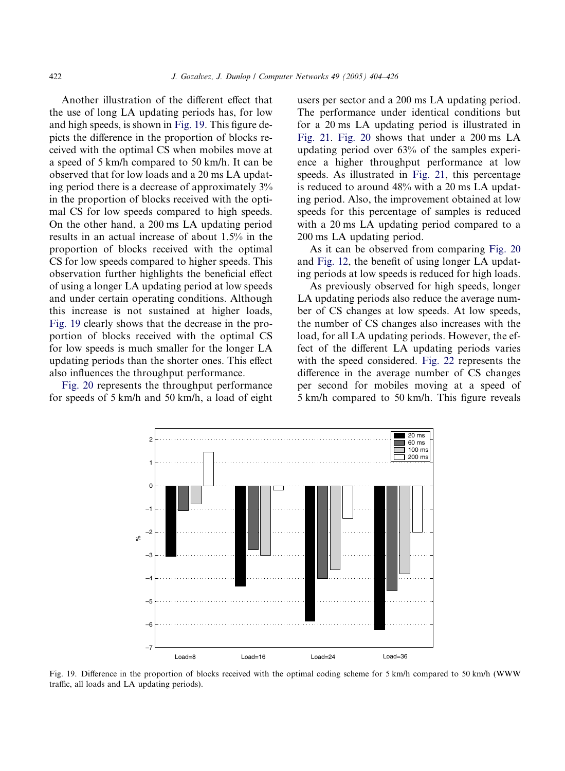Another illustration of the different effect that the use of long LA updating periods has, for low and high speeds, is shown in Fig. 19. This figure depicts the difference in the proportion of blocks received with the optimal CS when mobiles move at a speed of 5 km/h compared to 50 km/h. It can be observed that for low loads and a 20 ms LA updating period there is a decrease of approximately 3% in the proportion of blocks received with the optimal CS for low speeds compared to high speeds. On the other hand, a 200 ms LA updating period results in an actual increase of about 1.5% in the proportion of blocks received with the optimal CS for low speeds compared to higher speeds. This observation further highlights the beneficial effect of using a longer LA updating period at low speeds and under certain operating conditions. Although this increase is not sustained at higher loads, Fig. 19 clearly shows that the decrease in the proportion of blocks received with the optimal CS for low speeds is much smaller for the longer LA updating periods than the shorter ones. This effect also influences the throughput performance.

Fig. 20 represents the throughput performance for speeds of 5 km/h and 50 km/h, a load of eight users per sector and a 200 ms LA updating period. The performance under identical conditions but for a 20 ms LA updating period is illustrated in Fig. 21. Fig. 20 shows that under a 200 ms LA updating period over 63% of the samples experience a higher throughput performance at low speeds. As illustrated in Fig. 21, this percentage is reduced to around 48% with a 20 ms LA updating period. Also, the improvement obtained at low speeds for this percentage of samples is reduced with a 20 ms LA updating period compared to a 200 ms LA updating period.

As it can be observed from comparing Fig. 20 and Fig. 12, the benefit of using longer LA updating periods at low speeds is reduced for high loads.

As previously observed for high speeds, longer LA updating periods also reduce the average number of CS changes at low speeds. At low speeds, the number of CS changes also increases with the load, for all LA updating periods. However, the effect of the different LA updating periods varies with the speed considered. Fig. 22 represents the difference in the average number of CS changes per second for mobiles moving at a speed of 5 km/h compared to 50 km/h. This figure reveals

Fig. 19. Difference in the proportion of blocks received with the optimal coding scheme for 5 km/h compared to 50 km/h (WWW traffic, all loads and LA updating periods).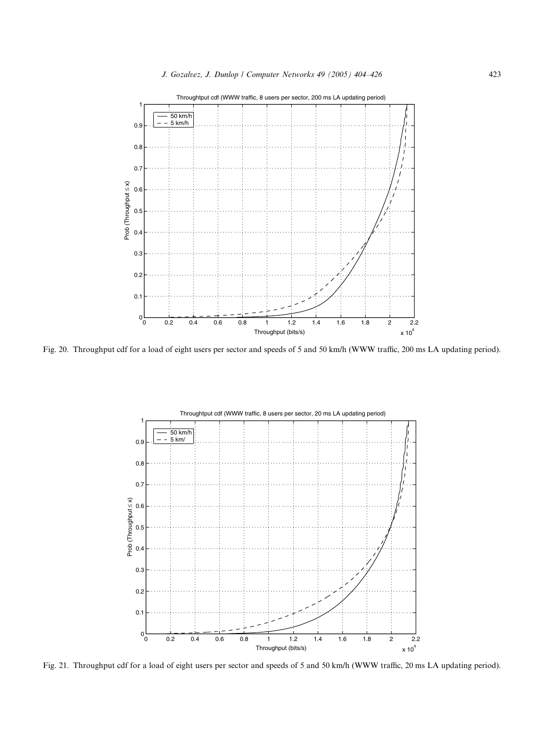Fig. 20. Throughput cdf for a load of eight users per sector and speeds of 5 and 50 km/h (WWW traffic, 200 ms LA updating period).

Fig. 21. Throughput cdf for a load of eight users per sector and speeds of 5 and 50 km/h (WWW traffic, 20 ms LA updating period).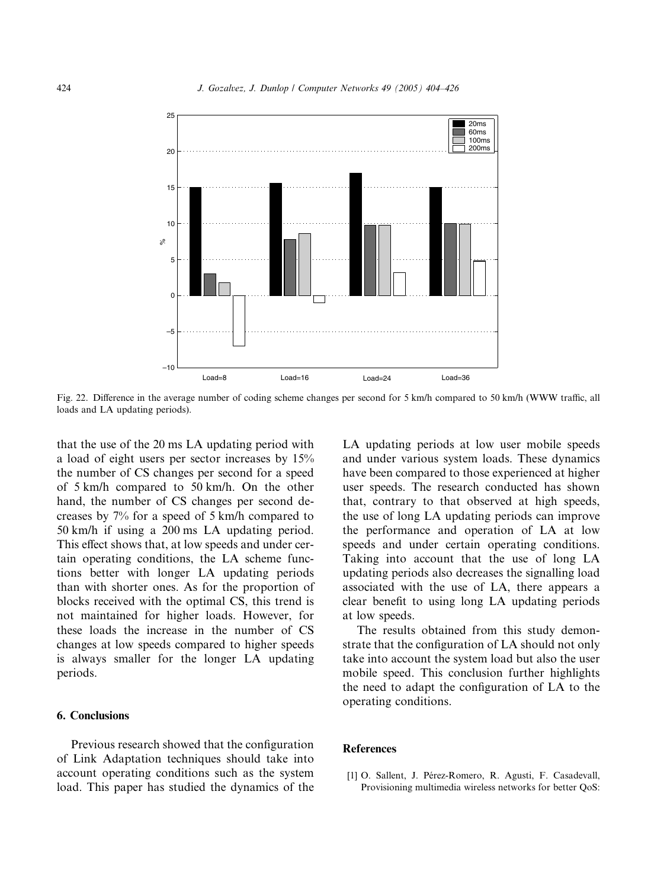Fig. 22. Difference in the average number of coding scheme changes per second for 5 km/h compared to 50 km/h (WWW traffic, all loads and LA updating periods).

that the use of the 20 ms LA updating period with a load of eight users per sector increases by 15% the number of CS changes per second for a speed of 5 km/h compared to 50 km/h. On the other hand, the number of CS changes per second decreases by 7% for a speed of 5 km/h compared to 50 km/h if using a 200 ms LA updating period. This effect shows that, at low speeds and under certain operating conditions, the LA scheme functions better with longer LA updating periods than with shorter ones. As for the proportion of blocks received with the optimal CS, this trend is not maintained for higher loads. However, for these loads the increase in the number of CS changes at low speeds compared to higher speeds is always smaller for the longer LA updating periods.

## 6. Conclusions

Previous research showed that the configuration of Link Adaptation techniques should take into account operating conditions such as the system load. This paper has studied the dynamics of the LA updating periods at low user mobile speeds and under various system loads. These dynamics have been compared to those experienced at higher user speeds. The research conducted has shown that, contrary to that observed at high speeds, the use of long LA updating periods can improve the performance and operation of LA at low speeds and under certain operating conditions. Taking into account that the use of long LA updating periods also decreases the signalling load associated with the use of LA, there appears a clear benefit to using long LA updating periods at low speeds.

The results obtained from this study demonstrate that the configuration of LA should not only take into account the system load but also the user mobile speed. This conclusion further highlights the need to adapt the configuration of LA to the operating conditions.

## References

[1] O. Sallent, J. Pérez-Romero, R. Agusti, F. Casadevall, Provisioning multimedia wireless networks for better QoS: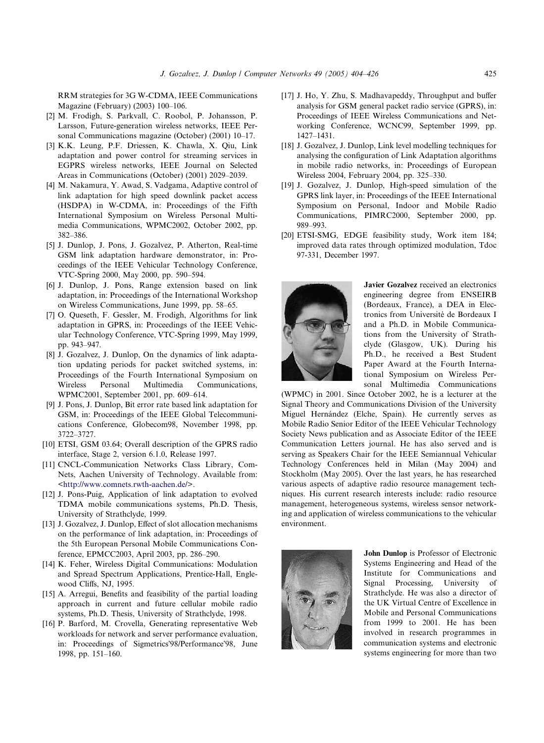RRM strategies for 3G W-CDMA, IEEE Communications Magazine (February) (2003) 100–106.

[2] M. Frodigh, S. Parkvall, C. Roobol, P. Johansson, P. Larsson, Future-generation wireless networks, IEEE Personal Communications magazine (October) (2001) 10–17.

[3] K.K. Leung, P.F. Driessen, K. Chawla, X. Qiu, Link adaptation and power control for streaming services in EGPRS wireless networks, IEEE Journal on Selected Areas in Communications (October) (2001) 2029–2039.

[4] M. Nakamura, Y. Awad, S. Vadgama, Adaptive control of link adaptation for high speed downlink packet access (HSDPA) in W-CDMA, in: Proceedings of the Fifth International Symposium on Wireless Personal Multimedia Communications, WPMC2002, October 2002, pp. 382–386.

[5] J. Dunlop, J. Pons, J. Gozalvez, P. Atherton, Real-time GSM link adaptation hardware demonstrator, in: Proceedings of the IEEE Vehicular Technology Conference, VTC-Spring 2000, May 2000, pp. 590–594.

[6] J. Dunlop, J. Pons, Range extension based on link adaptation, in: Proceedings of the International Workshop on Wireless Communications, June 1999, pp. 58–65.

[7] O. Queseth, F. Gessler, M. Frodigh, Algorithms for link adaptation in GPRS, in: Proceedings of the IEEE Vehicular Technology Conference, VTC-Spring 1999, May 1999, pp. 943–947.

[8] J. Gozalvez, J. Dunlop, On the dynamics of link adaptation updating periods for packet switched systems, in: Proceedings of the Fourth International Symposium on Wireless Personal Multimedia Communications, WPMC2001, September 2001, pp. 609–614.

[9] J. Pons, J. Dunlop, Bit error rate based link adaptation for GSM, in: Proceedings of the IEEE Global Telecommunications Conference, Globecom98, November 1998, pp. 3722–3727.

[10] ETSI, GSM 03.64; Overall description of the GPRS radio interface, Stage 2, version 6.1.0, Release 1997.

[11] CNCL-Communication Networks Class Library, ComNets, Aachen University of Technology. Available from: <http://www.comnets.rwth-aachen.de/>.

[12] J. Pons-Puig, Application of link adaptation to evolved TDMA mobile communications systems, Ph.D. Thesis, University of Strathclyde, 1999.

[13] J. Gozalvez, J. Dunlop, Effect of slot allocation mechanisms on the performance of link adaptation, in: Proceedings of the 5th European Personal Mobile Communications Conference, EPMCC2003, April 2003, pp. 286–290.

[14] K. Feher, Wireless Digital Communications: Modulation and Spread Spectrum Applications, Prentice-Hall, Englewood Cliffs, NJ, 1995.

[15] A. Arregui, Benefits and feasibility of the partial loading approach in current and future cellular mobile radio systems, Ph.D. Thesis, University of Strathclyde, 1998.

[16] P. Barford, M. Crovella, Generating representative Web workloads for network and server performance evaluation, in: Proceedings of Sigmetrics'98/Performance'98, June 1998, pp. 151–160.

[17] J. Ho, Y. Zhu, S. Madhavapeddy, Throughput and buffer analysis for GSM general packet radio service (GPRS), in: Proceedings of IEEE Wireless Communications and Networking Conference, WCNC99, September 1999, pp. 1427–1431.

[18] J. Gozalvez, J. Dunlop, Link level modelling techniques for analysing the configuration of Link Adaptation algorithms in mobile radio networks, in: Proceedings of European Wireless 2004, February 2004, pp. 325–330.

[19] J. Gozalvez, J. Dunlop, High-speed simulation of the GPRS link layer, in: Proceedings of the IEEE International Symposium on Personal, Indoor and Mobile Radio Communications, PIMRC2000, September 2000, pp. 989–993.

[20] ETSI-SMG, EDGE feasibility study, Work item 184; improved data rates through optimized modulation, Tdoc 97-331, December 1997.

**Javier Gozalvez** received an electronics engineering degree from ENSEIRB (Bordeaux, France), a DEA in Electronics from Université de Bordeaux I and a Ph.D. in Mobile Communications from the University of Strathclyde (Glasgow, UK). During his Ph.D., he received a Best Student Paper Award at the Fourth International Symposium on Wireless Personal Multimedia Communications (WPMC) in 2001. Since October 2002, he is a lecturer at the Signal Theory and Communications Division of the University Miguel Hernández (Elche, Spain). He currently serves as Mobile Radio Senior Editor of the IEEE Vehicular Technology Society News publication and as Associate Editor of the IEEE Communication Letters journal. He has also served and is serving as Speakers Chair for the IEEE Semiannual Vehicular Technology Conferences held in Milan (May 2004) and Stockholm (May 2005). Over the last years, he has researched various aspects of adaptive radio resource management techniques. His current research interests include: radio resource management, heterogeneous systems, wireless sensor networking and application of wireless communications to the vehicular environment.

**John Dunlop** is Professor of Electronic Systems Engineering and Head of the Institute for Communications and Signal Processing, University of Strathclyde. He was also a director of the UK Virtual Centre of Excellence in Mobile and Personal Communications from 1999 to 2001. He has been involved in research programmes in communication systems and electronic systems engineering for more than two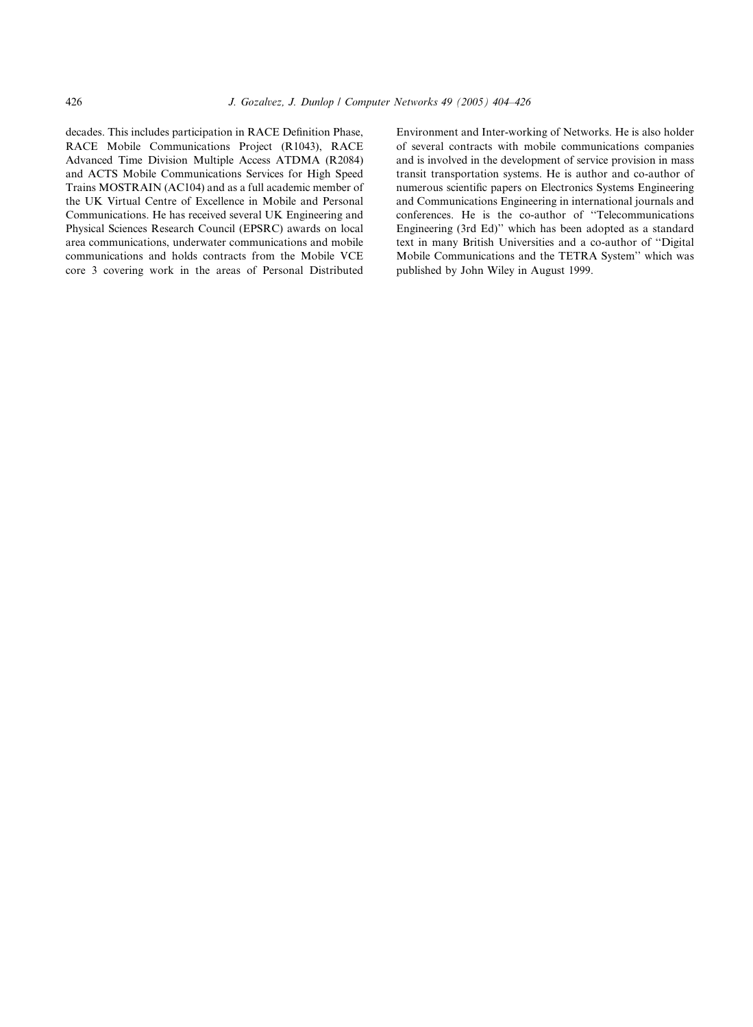decades. This includes participation in RACE Definition Phase, RACE Mobile Communications Project (R1043), RACE Advanced Time Division Multiple Access ATDMA (R2084) and ACTS Mobile Communications Services for High Speed Trains MOSTRAIN (AC104) and as a full academic member of the UK Virtual Centre of Excellence in Mobile and Personal Communications. He has received several UK Engineering and Physical Sciences Research Council (EPSRC) awards on local area communications, underwater communications and mobile communications and holds contracts from the Mobile VCE core 3 covering work in the areas of Personal Distributed Environment and Inter-working of Networks. He is also holder of several contracts with mobile communications companies and is involved in the development of service provision in mass transit transportation systems. He is author and co-author of numerous scientific papers on Electronics Systems Engineering and Communications Engineering in international journals and conferences. He is the co-author of "Telecommunications Engineering (3rd Ed)" which has been adopted as a standard text in many British Universities and a co-author of "Digital Mobile Communications and the TETRA System" which was published by John Wiley in August 1999.